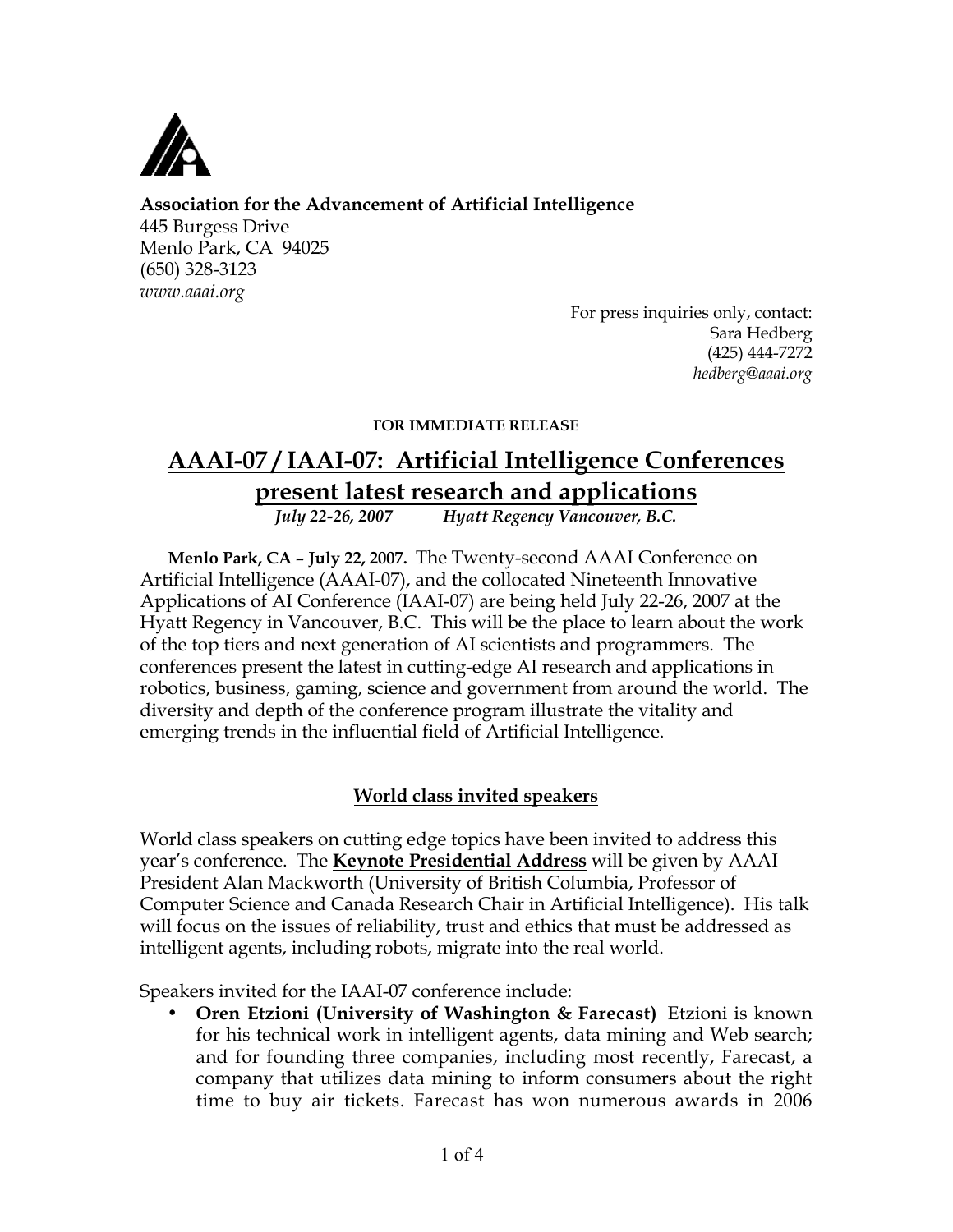**Association for the Advancement of Artificial Intelligence**
445 Burgess Drive
Menlo Park, CA 94025
(650) 328-3123
*www.aaai.org*

For press inquiries only, contact:
Sara Hedberg
(425) 444-7272
*hedberg@aaai.org*

**FOR IMMEDIATE RELEASE**

# AAAI-07 / IAAI-07: Artificial Intelligence Conferences present latest research and applications

***July 22-26, 2007 Hyatt Regency Vancouver, B.C.***

**Menlo Park, CA – July 22, 2007.** The Twenty-second AAAI Conference on Artificial Intelligence (AAAI-07), and the collocated Nineteenth Innovative Applications of AI Conference (IAAI-07) are being held July 22-26, 2007 at the Hyatt Regency in Vancouver, B.C. This will be the place to learn about the work of the top tiers and next generation of AI scientists and programmers. The conferences present the latest in cutting-edge AI research and applications in robotics, business, gaming, science and government from around the world. The diversity and depth of the conference program illustrate the vitality and emerging trends in the influential field of Artificial Intelligence.

## World class invited speakers

World class speakers on cutting edge topics have been invited to address this year's conference. The **Keynote Presidential Address** will be given by AAAI President Alan Mackworth (University of British Columbia, Professor of Computer Science and Canada Research Chair in Artificial Intelligence). His talk will focus on the issues of reliability, trust and ethics that must be addressed as intelligent agents, including robots, migrate into the real world.

Speakers invited for the IAAI-07 conference include:

- **Oren Etzioni (University of Washington & Farecast)** Etzioni is known for his technical work in intelligent agents, data mining and Web search; and for founding three companies, including most recently, Farecast, a company that utilizes data mining to inform consumers about the right time to buy air tickets. Farecast has won numerous awards in 2006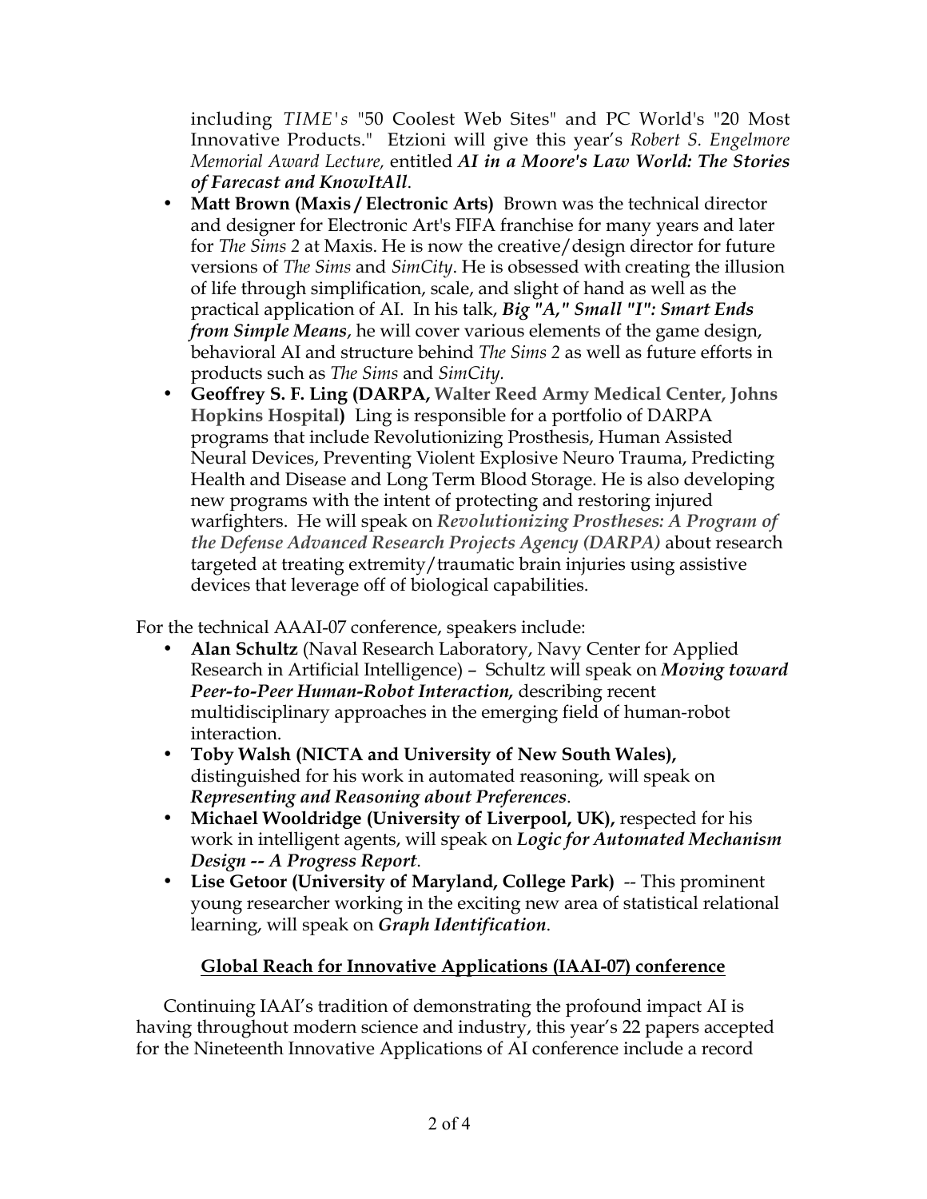including *TIME's* "50 Coolest Web Sites" and PC World's "20 Most Innovative Products." Etzioni will give this year's *Robert S. Engelmore Memorial Award Lecture,* entitled ***AI in a Moore's Law World: The Stories of Farecast and KnowItAll***.

- **Matt Brown (Maxis / Electronic Arts)** Brown was the technical director and designer for Electronic Art's FIFA franchise for many years and later for *The Sims 2* at Maxis. He is now the creative/design director for future versions of *The Sims* and *SimCity*. He is obsessed with creating the illusion of life through simplification, scale, and slight of hand as well as the practical application of AI. In his talk, ***Big "A," Small "I": Smart Ends from Simple Means***, he will cover various elements of the game design, behavioral AI and structure behind *The Sims 2* as well as future efforts in products such as *The Sims* and *SimCity.*
- **Geoffrey S. F. Ling (DARPA, Walter Reed Army Medical Center, Johns Hopkins Hospital)** Ling is responsible for a portfolio of DARPA programs that include Revolutionizing Prosthesis, Human Assisted Neural Devices, Preventing Violent Explosive Neuro Trauma, Predicting Health and Disease and Long Term Blood Storage. He is also developing new programs with the intent of protecting and restoring injured warfighters. He will speak on ***Revolutionizing Prostheses: A Program of the Defense Advanced Research Projects Agency (DARPA)*** about research targeted at treating extremity/traumatic brain injuries using assistive devices that leverage off of biological capabilities.

For the technical AAAI-07 conference, speakers include:

- **Alan Schultz** (Naval Research Laboratory, Navy Center for Applied Research in Artificial Intelligence) – Schultz will speak on ***Moving toward Peer-to-Peer Human-Robot Interaction,*** describing recent multidisciplinary approaches in the emerging field of human-robot interaction.
- **Toby Walsh (NICTA and University of New South Wales),** distinguished for his work in automated reasoning, will speak on ***Representing and Reasoning about Preferences***.
- **Michael Wooldridge (University of Liverpool, UK),** respected for his work in intelligent agents, will speak on ***Logic for Automated Mechanism Design -- A Progress Report***.
- **Lise Getoor (University of Maryland, College Park)** -- This prominent young researcher working in the exciting new area of statistical relational learning, will speak on ***Graph Identification***.

## Global Reach for Innovative Applications (IAAI-07) conference

Continuing IAAI's tradition of demonstrating the profound impact AI is having throughout modern science and industry, this year's 22 papers accepted for the Nineteenth Innovative Applications of AI conference include a record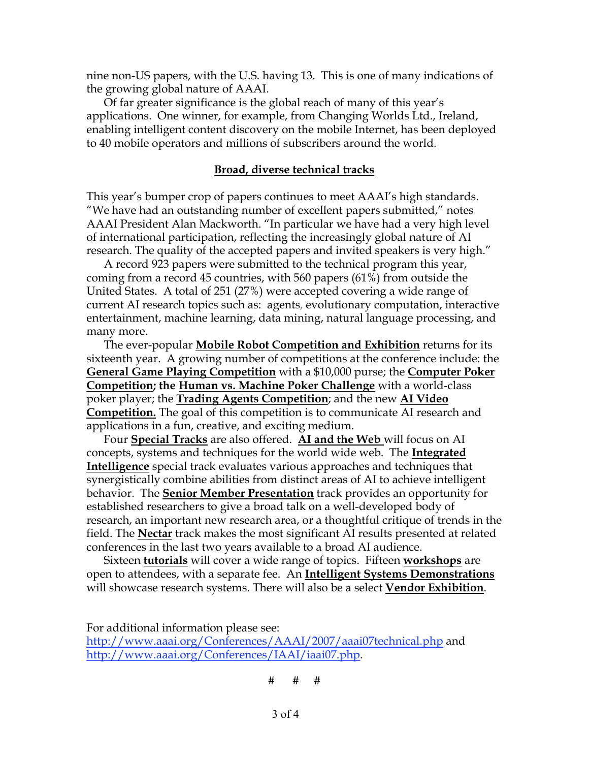nine non-US papers, with the U.S. having 13. This is one of many indications of the growing global nature of AAAI.

Of far greater significance is the global reach of many of this year's applications. One winner, for example, from Changing Worlds Ltd., Ireland, enabling intelligent content discovery on the mobile Internet, has been deployed to 40 mobile operators and millions of subscribers around the world.

## **Broad, diverse technical tracks**

This year's bumper crop of papers continues to meet AAAI's high standards. "We have had an outstanding number of excellent papers submitted," notes AAAI President Alan Mackworth. "In particular we have had a very high level of international participation, reflecting the increasingly global nature of AI research. The quality of the accepted papers and invited speakers is very high."

A record 923 papers were submitted to the technical program this year, coming from a record 45 countries, with 560 papers (61%) from outside the United States. A total of 251 (27%) were accepted covering a wide range of current AI research topics such as: agents, evolutionary computation, interactive entertainment, machine learning, data mining, natural language processing, and many more.

The ever-popular **Mobile Robot Competition and Exhibition** returns for its sixteenth year. A growing number of competitions at the conference include: the **General Game Playing Competition** with a $10,000 purse; the **Computer Poker Competition; the Human vs. Machine Poker Challenge** with a world-class poker player; the **Trading Agents Competition**; and the new **AI Video Competition.** The goal of this competition is to communicate AI research and applications in a fun, creative, and exciting medium.

Four **Special Tracks** are also offered. **AI and the Web** will focus on AI concepts, systems and techniques for the world wide web. The **Integrated Intelligence** special track evaluates various approaches and techniques that synergistically combine abilities from distinct areas of AI to achieve intelligent behavior. The **Senior Member Presentation** track provides an opportunity for established researchers to give a broad talk on a well-developed body of research, an important new research area, or a thoughtful critique of trends in the field. The **Nectar** track makes the most significant AI results presented at related conferences in the last two years available to a broad AI audience.

Sixteen **tutorials** will cover a wide range of topics. Fifteen **workshops** are open to attendees, with a separate fee. An **Intelligent Systems Demonstrations** will showcase research systems. There will also be a select **Vendor Exhibition**.

For additional information please see:
http://www.aaai.org/Conferences/AAAI/2007/aaai07technical.php and
http://www.aaai.org/Conferences/IAAI/iaai07.php.

\# \# \#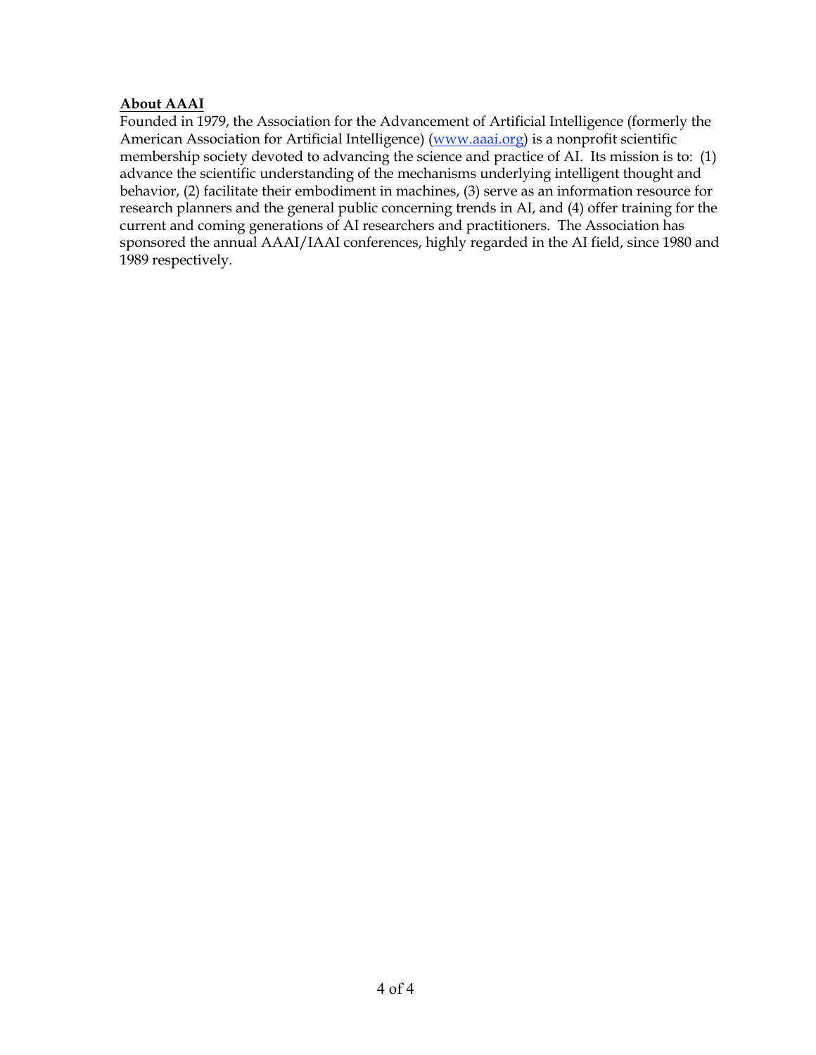**About AAAI**

Founded in 1979, the Association for the Advancement of Artificial Intelligence (formerly the American Association for Artificial Intelligence) ([www.aaai.org](http://www.aaai.org)) is a nonprofit scientific membership society devoted to advancing the science and practice of AI. Its mission is to: (1) advance the scientific understanding of the mechanisms underlying intelligent thought and behavior, (2) facilitate their embodiment in machines, (3) serve as an information resource for research planners and the general public concerning trends in AI, and (4) offer training for the current and coming generations of AI researchers and practitioners. The Association has sponsored the annual AAAI/IAAI conferences, highly regarded in the AI field, since 1980 and 1989 respectively.